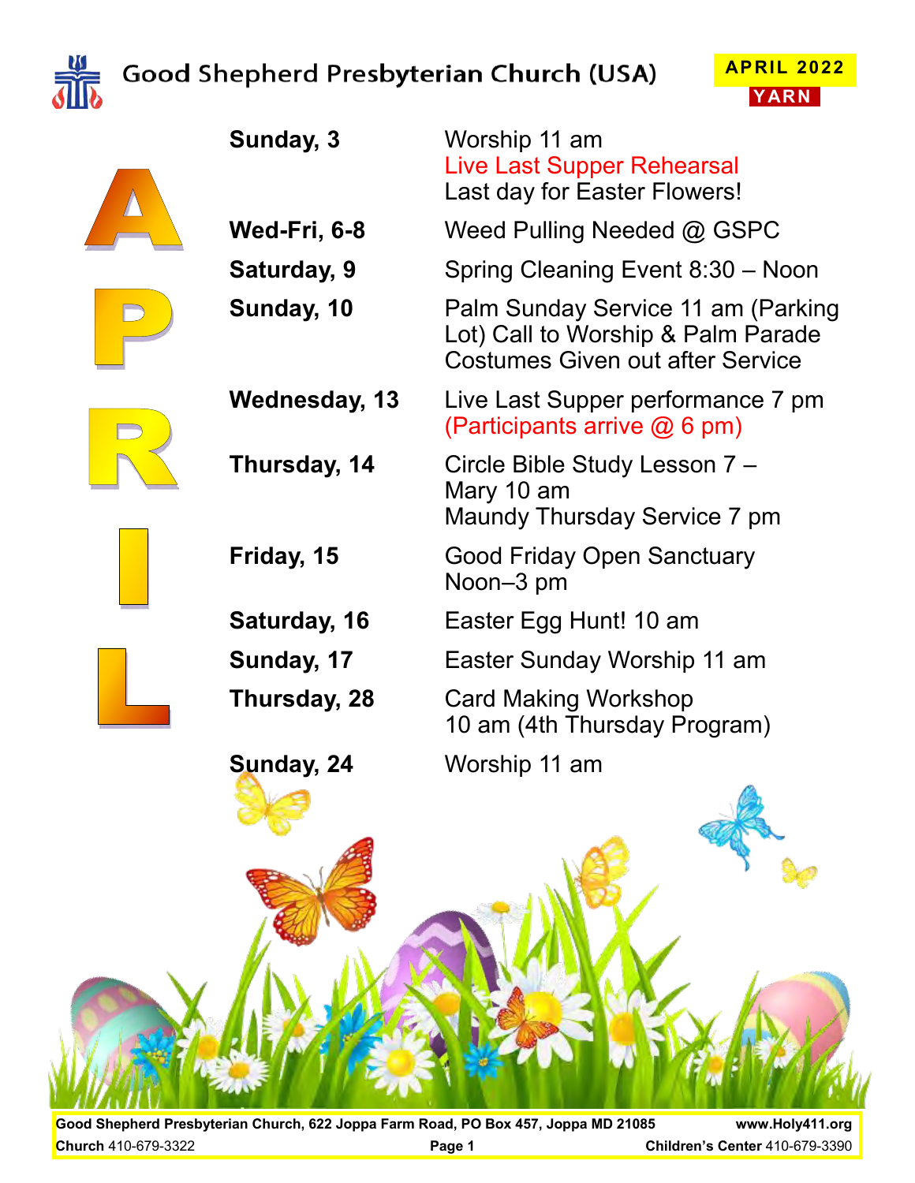# Good Shepherd Presbyterian Church (USA)

**APRIL 2022**
**YARN**

# APRIL

| | |
|---|---|
| **Sunday, 3** | Worship 11 am<br>Live Last Supper Rehearsal<br>Last day for Easter Flowers! |
| **Wed-Fri, 6-8** | Weed Pulling Needed @ GSPC |
| **Saturday, 9** | Spring Cleaning Event 8:30 – Noon |
| **Sunday, 10** | Palm Sunday Service 11 am (Parking Lot) Call to Worship & Palm Parade<br>Costumes Given out after Service |
| **Wednesday, 13** | Live Last Supper performance 7 pm<br>(Participants arrive @ 6 pm) |
| **Thursday, 14** | Circle Bible Study Lesson 7 – Mary 10 am<br>Maundy Thursday Service 7 pm |
| **Friday, 15** | Good Friday Open Sanctuary Noon–3 pm |
| **Saturday, 16** | Easter Egg Hunt! 10 am |
| **Sunday, 17** | Easter Sunday Worship 11 am |
| **Thursday, 28** | Card Making Workshop<br>10 am (4th Thursday Program) |
| **Sunday, 24** | Worship 11 am |

**Good Shepherd Presbyterian Church, 622 Joppa Farm Road, PO Box 457, Joppa MD 21085** **www.Holy411.org**
**Church** 410-679-3322 **Children's Center** 410-679-3390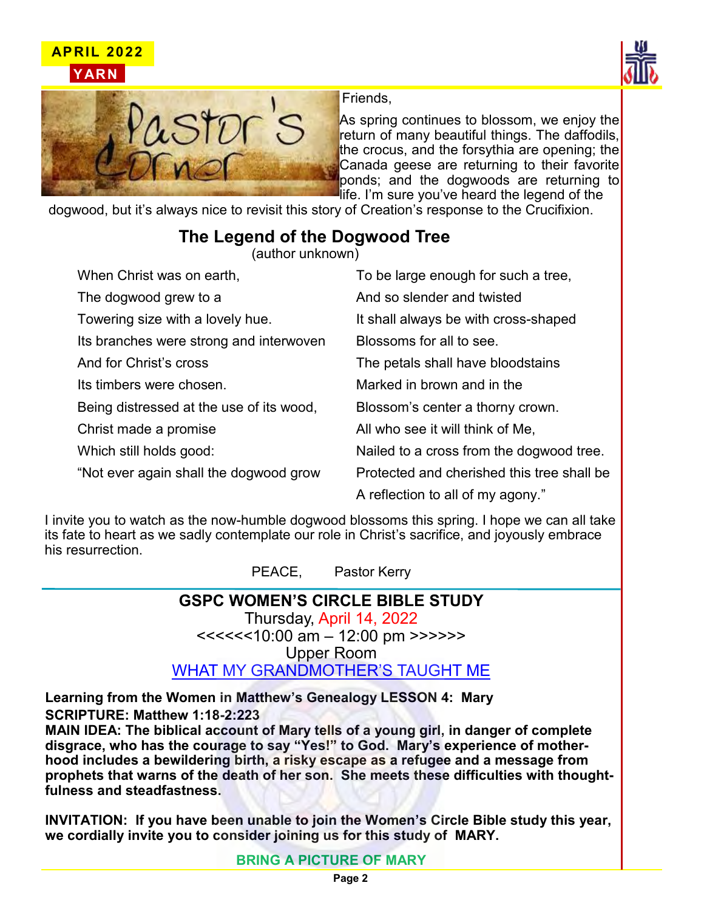APRIL 2022

YARN

## Pastor's Corner

Friends,

As spring continues to blossom, we enjoy the return of many beautiful things. The daffodils, the crocus, and the forsythia are opening; the Canada geese are returning to their favorite ponds; and the dogwoods are returning to life. I'm sure you've heard the legend of the dogwood, but it's always nice to revisit this story of Creation's response to the Crucifixion.

### The Legend of the Dogwood Tree

(author unknown)

When Christ was on earth,  
The dogwood grew to a  
Towering size with a lovely hue.  
Its branches were strong and interwoven  
And for Christ's cross  
Its timbers were chosen.  
Being distressed at the use of its wood,  
Christ made a promise  
Which still holds good:  
"Not ever again shall the dogwood grow  
To be large enough for such a tree,  
And so slender and twisted  
It shall always be with cross-shaped  
Blossoms for all to see.  
The petals shall have bloodstains  
Marked in brown and in the  
Blossom's center a thorny crown.  
All who see it will think of Me,  
Nailed to a cross from the dogwood tree.  
Protected and cherished this tree shall be  
A reflection to all of my agony."

I invite you to watch as the now-humble dogwood blossoms this spring. I hope we can all take its fate to heart as we sadly contemplate our role in Christ's sacrifice, and joyously embrace his resurrection.

PEACE, Pastor Kerry

---

## GSPC WOMEN'S CIRCLE BIBLE STUDY

Thursday, April 14, 2022

<<<<<<10:00 am – 12:00 pm >>>>>>

Upper Room

WHAT MY GRANDMOTHER'S TAUGHT ME

**Learning from the Women in Matthew's Genealogy LESSON 4: Mary**

**SCRIPTURE: Matthew 1:18-2:223**

**MAIN IDEA: The biblical account of Mary tells of a young girl, in danger of complete disgrace, who has the courage to say "Yes!" to God. Mary's experience of motherhood includes a bewildering birth, a risky escape as a refugee and a message from prophets that warns of the death of her son. She meets these difficulties with thoughtfulness and steadfastness.**

**INVITATION: If you have been unable to join the Women's Circle Bible study this year, we cordially invite you to consider joining us for this study of MARY.**

**BRING A PICTURE OF MARY**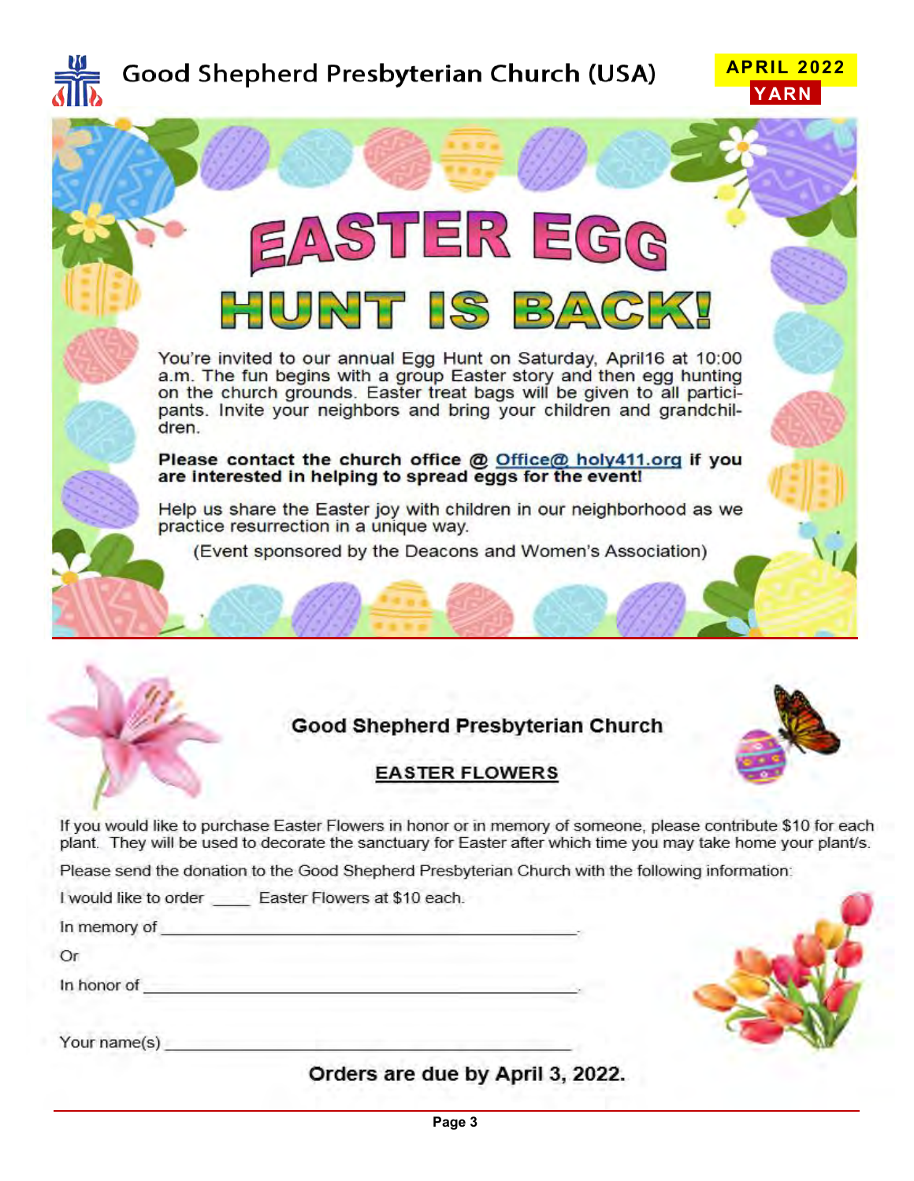# EASTER EGG HUNT IS BACK!

You're invited to our annual Egg Hunt on Saturday, April16 at 10:00 a.m. The fun begins with a group Easter story and then egg hunting on the church grounds. Easter treat bags will be given to all participants. Invite your neighbors and bring your children and grandchildren.

**Please contact the church office @ Office@ holy411.org if you are interested in helping to spread eggs for the event!**

Help us share the Easter joy with children in our neighborhood as we practice resurrection in a unique way.

(Event sponsored by the Deacons and Women's Association)

## Good Shepherd Presbyterian Church

### EASTER FLOWERS

If you would like to purchase Easter Flowers in honor or in memory of someone, please contribute $10 for each plant. They will be used to decorate the sanctuary for Easter after which time you may take home your plant/s.

Please send the donation to the Good Shepherd Presbyterian Church with the following information:

I would like to order ____ Easter Flowers at $10 each.

In memory of ______________________________________________.

Or

In honor of ______________________________________________.

Your name(s) ______________________________________________

**Orders are due by April 3, 2022.**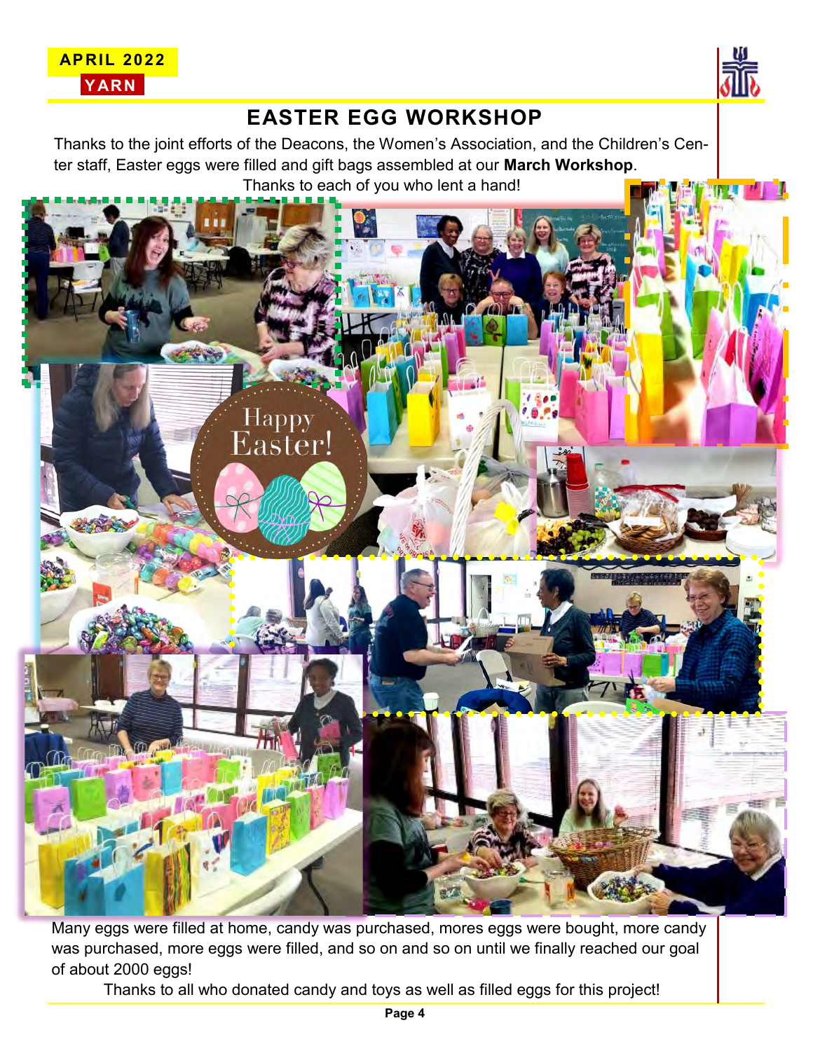# EASTER EGG WORKSHOP

Thanks to the joint efforts of the Deacons, the Women's Association, and the Children's Center staff, Easter eggs were filled and gift bags assembled at our **March Workshop**.

Thanks to each of you who lent a hand!

Many eggs were filled at home, candy was purchased, mores eggs were bought, more candy was purchased, more eggs were filled, and so on and so on until we finally reached our goal of about 2000 eggs!

Thanks to all who donated candy and toys as well as filled eggs for this project!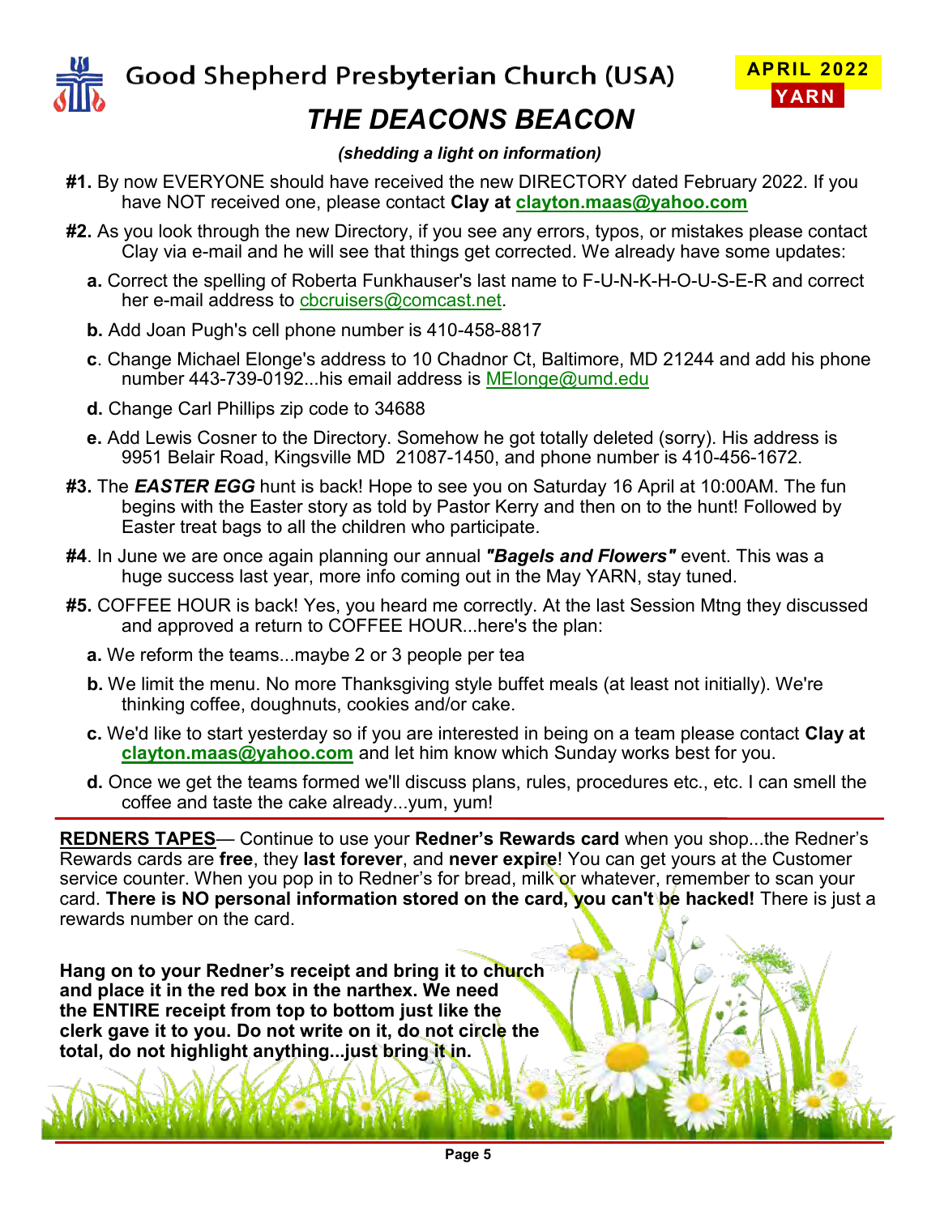Good Shepherd Presbyterian Church (USA)

APRIL 2022
**YARN**

# *THE DEACONS BEACON*

***(shedding a light on information)***

**#1.** By now EVERYONE should have received the new DIRECTORY dated February 2022. If you have NOT received one, please contact **Clay at clayton.maas@yahoo.com**

**#2.** As you look through the new Directory, if you see any errors, typos, or mistakes please contact Clay via e-mail and he will see that things get corrected. We already have some updates:

- **a.** Correct the spelling of Roberta Funkhauser's last name to F-U-N-K-H-O-U-S-E-R and correct her e-mail address to cbcruisers@comcast.net.
- **b.** Add Joan Pugh's cell phone number is 410-458-8817
- **c**. Change Michael Elonge's address to 10 Chadnor Ct, Baltimore, MD 21244 and add his phone number 443-739-0192...his email address is MElonge@umd.edu
- **d.** Change Carl Phillips zip code to 34688
- **e.** Add Lewis Cosner to the Directory. Somehow he got totally deleted (sorry). His address is 9951 Belair Road, Kingsville MD 21087-1450, and phone number is 410-456-1672.

**#3.** The ***EASTER EGG*** hunt is back! Hope to see you on Saturday 16 April at 10:00AM. The fun begins with the Easter story as told by Pastor Kerry and then on to the hunt! Followed by Easter treat bags to all the children who participate.

**#4**. In June we are once again planning our annual ***"Bagels and Flowers"*** event. This was a huge success last year, more info coming out in the May YARN, stay tuned.

**#5.** COFFEE HOUR is back! Yes, you heard me correctly. At the last Session Mtng they discussed and approved a return to COFFEE HOUR...here's the plan:

- **a.** We reform the teams...maybe 2 or 3 people per tea
- **b.** We limit the menu. No more Thanksgiving style buffet meals (at least not initially). We're thinking coffee, doughnuts, cookies and/or cake.
- **c.** We'd like to start yesterday so if you are interested in being on a team please contact **Clay at clayton.maas@yahoo.com** and let him know which Sunday works best for you.
- **d.** Once we get the teams formed we'll discuss plans, rules, procedures etc., etc. I can smell the coffee and taste the cake already...yum, yum!

---

**REDNERS TAPES**— Continue to use your **Redner's Rewards card** when you shop...the Redner's Rewards cards are **free**, they **last forever**, and **never expire**! You can get yours at the Customer service counter. When you pop in to Redner's for bread, milk or whatever, remember to scan your card. **There is NO personal information stored on the card, you can't be hacked!** There is just a rewards number on the card.

**Hang on to your Redner's receipt and bring it to church and place it in the red box in the narthex. We need the ENTIRE receipt from top to bottom just like the clerk gave it to you. Do not write on it, do not circle the total, do not highlight anything...just bring it in.**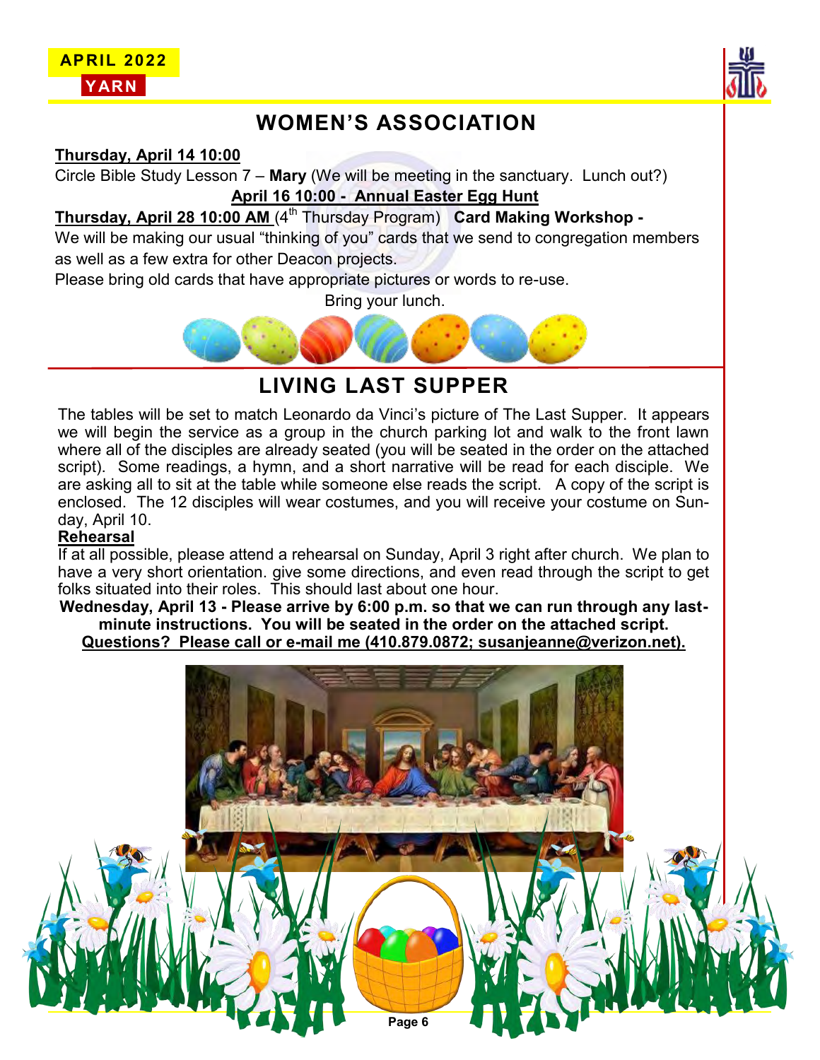## WOMEN'S ASSOCIATION

**Thursday, April 14 10:00**

Circle Bible Study Lesson 7 – **Mary** (We will be meeting in the sanctuary. Lunch out?)

**April 16 10:00 - Annual Easter Egg Hunt**

**Thursday, April 28 10:00 AM** (4th Thursday Program) **Card Making Workshop -**

We will be making our usual "thinking of you" cards that we send to congregation members as well as a few extra for other Deacon projects.

Please bring old cards that have appropriate pictures or words to re-use.

Bring your lunch.

## LIVING LAST SUPPER

The tables will be set to match Leonardo da Vinci's picture of The Last Supper. It appears we will begin the service as a group in the church parking lot and walk to the front lawn where all of the disciples are already seated (you will be seated in the order on the attached script). Some readings, a hymn, and a short narrative will be read for each disciple. We are asking all to sit at the table while someone else reads the script. A copy of the script is enclosed. The 12 disciples will wear costumes, and you will receive your costume on Sunday, April 10.

**Rehearsal**

If at all possible, please attend a rehearsal on Sunday, April 3 right after church. We plan to have a very short orientation. give some directions, and even read through the script to get folks situated into their roles. This should last about one hour.

**Wednesday, April 13 - Please arrive by 6:00 p.m. so that we can run through any last-minute instructions. You will be seated in the order on the attached script.**

**Questions? Please call or e-mail me (410.879.0872; susanjeanne@verizon.net).**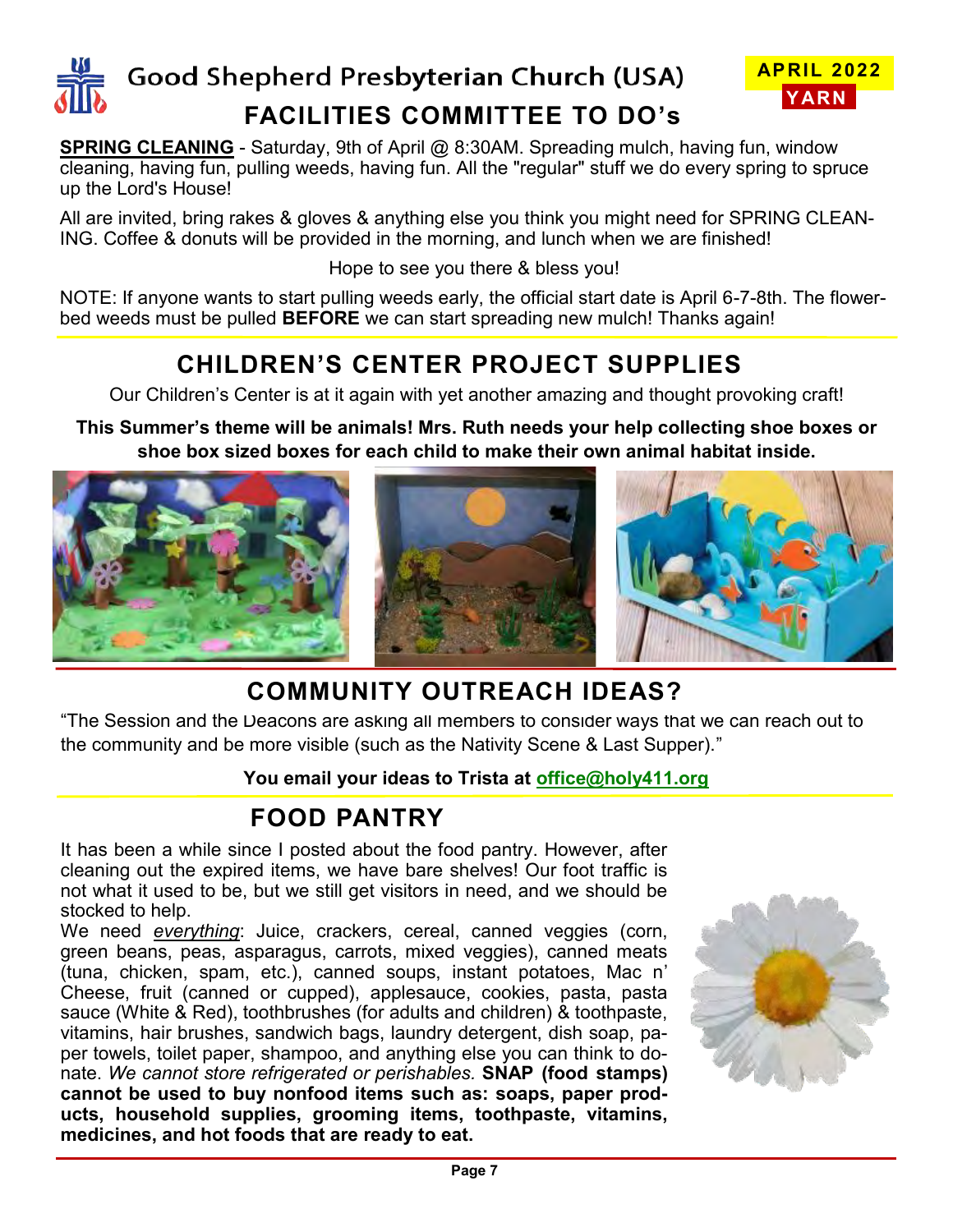# Good Shepherd Presbyterian Church (USA)

**APRIL 2022**
**YARN**

## FACILITIES COMMITTEE TO DO's

**SPRING CLEANING** - Saturday, 9th of April @ 8:30AM. Spreading mulch, having fun, window cleaning, having fun, pulling weeds, having fun. All the "regular" stuff we do every spring to spruce up the Lord's House!

All are invited, bring rakes & gloves & anything else you think you might need for SPRING CLEANING. Coffee & donuts will be provided in the morning, and lunch when we are finished!

Hope to see you there & bless you!

NOTE: If anyone wants to start pulling weeds early, the official start date is April 6-7-8th. The flowerbed weeds must be pulled **BEFORE** we can start spreading new mulch! Thanks again!

## CHILDREN'S CENTER PROJECT SUPPLIES

Our Children's Center is at it again with yet another amazing and thought provoking craft!

**This Summer's theme will be animals! Mrs. Ruth needs your help collecting shoe boxes or shoe box sized boxes for each child to make their own animal habitat inside.**

## COMMUNITY OUTREACH IDEAS?

"The Session and the Deacons are asking all members to consider ways that we can reach out to the community and be more visible (such as the Nativity Scene & Last Supper)."

**You email your ideas to Trista at office@holy411.org**

## FOOD PANTRY

It has been a while since I posted about the food pantry. However, after cleaning out the expired items, we have bare shelves! Our foot traffic is not what it used to be, but we still get visitors in need, and we should be stocked to help.

We need *everything*: Juice, crackers, cereal, canned veggies (corn, green beans, peas, asparagus, carrots, mixed veggies), canned meats (tuna, chicken, spam, etc.), canned soups, instant potatoes, Mac n' Cheese, fruit (canned or cupped), applesauce, cookies, pasta, pasta sauce (White & Red), toothbrushes (for adults and children) & toothpaste, vitamins, hair brushes, sandwich bags, laundry detergent, dish soap, paper towels, toilet paper, shampoo, and anything else you can think to donate. *We cannot store refrigerated or perishables.* **SNAP (food stamps) cannot be used to buy nonfood items such as: soaps, paper products, household supplies, grooming items, toothpaste, vitamins, medicines, and hot foods that are ready to eat.**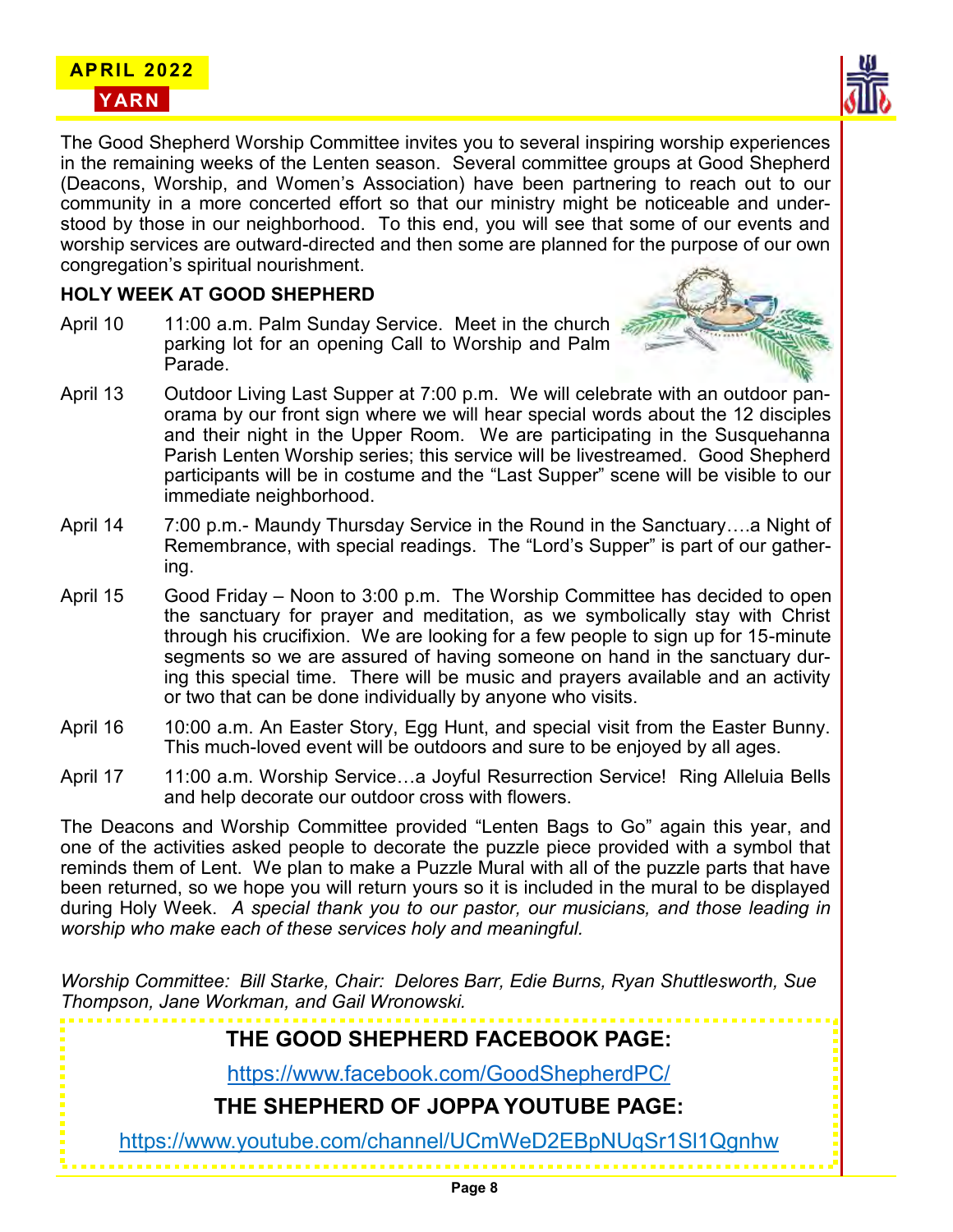The Good Shepherd Worship Committee invites you to several inspiring worship experiences in the remaining weeks of the Lenten season. Several committee groups at Good Shepherd (Deacons, Worship, and Women's Association) have been partnering to reach out to our community in a more concerted effort so that our ministry might be noticeable and understood by those in our neighborhood. To this end, you will see that some of our events and worship services are outward-directed and then some are planned for the purpose of our own congregation's spiritual nourishment.

## HOLY WEEK AT GOOD SHEPHERD

April 10 — 11:00 a.m. Palm Sunday Service. Meet in the church parking lot for an opening Call to Worship and Palm Parade.

April 13 — Outdoor Living Last Supper at 7:00 p.m. We will celebrate with an outdoor panorama by our front sign where we will hear special words about the 12 disciples and their night in the Upper Room. We are participating in the Susquehanna Parish Lenten Worship series; this service will be livestreamed. Good Shepherd participants will be in costume and the "Last Supper" scene will be visible to our immediate neighborhood.

April 14 — 7:00 p.m.- Maundy Thursday Service in the Round in the Sanctuary….a Night of Remembrance, with special readings. The "Lord's Supper" is part of our gathering.

April 15 — Good Friday – Noon to 3:00 p.m. The Worship Committee has decided to open the sanctuary for prayer and meditation, as we symbolically stay with Christ through his crucifixion. We are looking for a few people to sign up for 15-minute segments so we are assured of having someone on hand in the sanctuary during this special time. There will be music and prayers available and an activity or two that can be done individually by anyone who visits.

April 16 — 10:00 a.m. An Easter Story, Egg Hunt, and special visit from the Easter Bunny. This much-loved event will be outdoors and sure to be enjoyed by all ages.

April 17 — 11:00 a.m. Worship Service…a Joyful Resurrection Service! Ring Alleluia Bells and help decorate our outdoor cross with flowers.

The Deacons and Worship Committee provided "Lenten Bags to Go" again this year, and one of the activities asked people to decorate the puzzle piece provided with a symbol that reminds them of Lent. We plan to make a Puzzle Mural with all of the puzzle parts that have been returned, so we hope you will return yours so it is included in the mural to be displayed during Holy Week. *A special thank you to our pastor, our musicians, and those leading in worship who make each of these services holy and meaningful.*

*Worship Committee: Bill Starke, Chair: Delores Barr, Edie Burns, Ryan Shuttlesworth, Sue Thompson, Jane Workman, and Gail Wronowski.*

**THE GOOD SHEPHERD FACEBOOK PAGE:**

https://www.facebook.com/GoodShepherdPC/

**THE SHEPHERD OF JOPPA YOUTUBE PAGE:**

https://www.youtube.com/channel/UCmWeD2EBpNUqSr1Sl1Qgnhw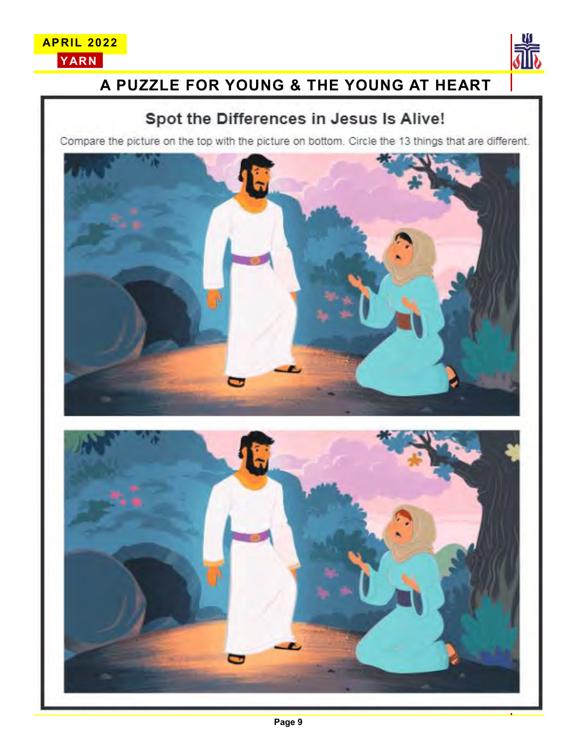# A PUZZLE FOR YOUNG & THE YOUNG AT HEART

## Spot the Differences in Jesus Is Alive!

Compare the picture on the top with the picture on bottom. Circle the 13 things that are different.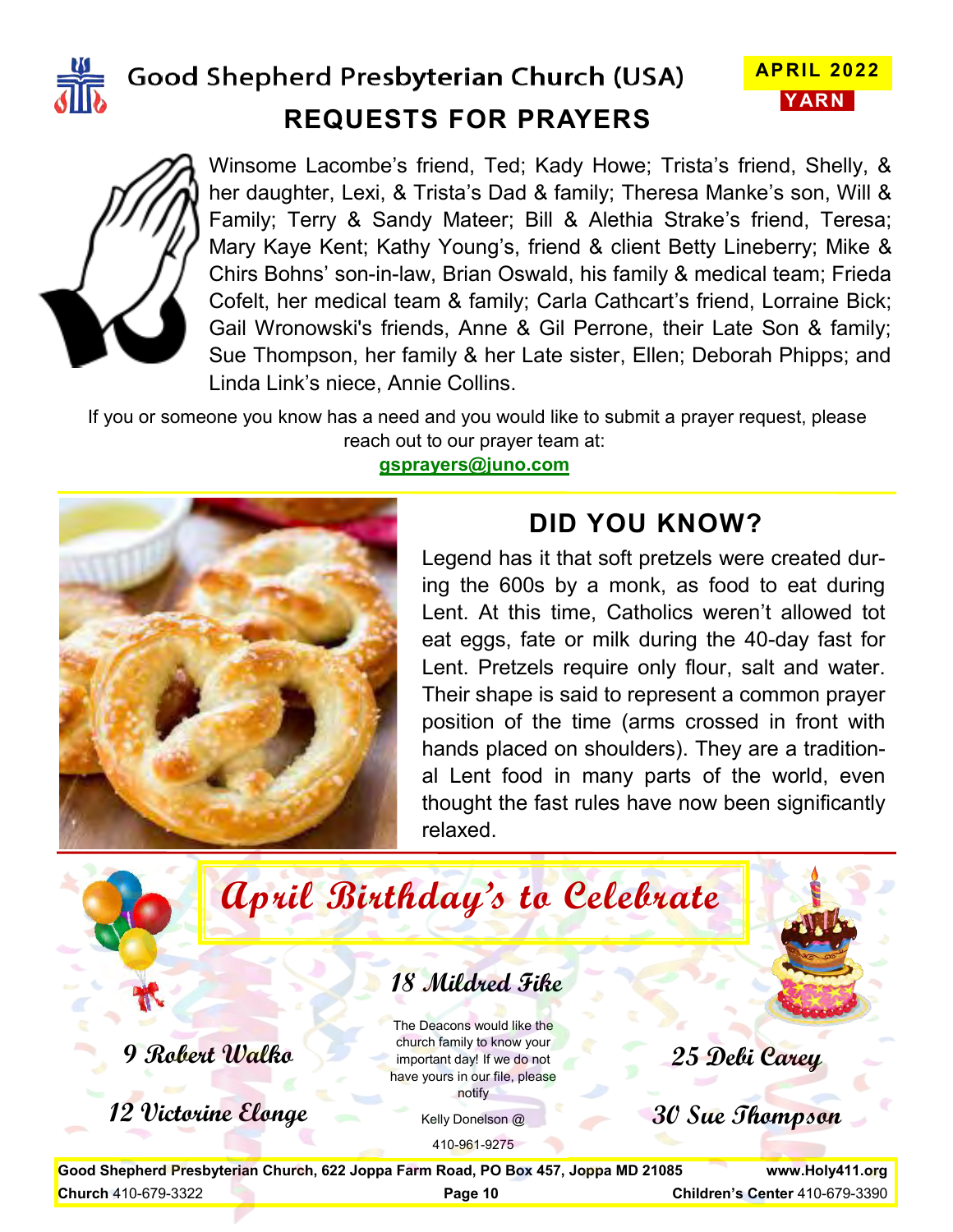# Good Shepherd Presbyterian Church (USA)

**APRIL 2022**
**YARN**

## REQUESTS FOR PRAYERS

Winsome Lacombe's friend, Ted; Kady Howe; Trista's friend, Shelly, & her daughter, Lexi, & Trista's Dad & family; Theresa Manke's son, Will & Family; Terry & Sandy Mateer; Bill & Alethia Strake's friend, Teresa; Mary Kaye Kent; Kathy Young's, friend & client Betty Lineberry; Mike & Chirs Bohns' son-in-law, Brian Oswald, his family & medical team; Frieda Cofelt, her medical team & family; Carla Cathcart's friend, Lorraine Bick; Gail Wronowski's friends, Anne & Gil Perrone, their Late Son & family; Sue Thompson, her family & her Late sister, Ellen; Deborah Phipps; and Linda Link's niece, Annie Collins.

If you or someone you know has a need and you would like to submit a prayer request, please reach out to our prayer team at:
**gsprayers@juno.com**

## DID YOU KNOW?

Legend has it that soft pretzels were created during the 600s by a monk, as food to eat during Lent. At this time, Catholics weren't allowed tot eat eggs, fate or milk during the 40-day fast for Lent. Pretzels require only flour, salt and water. Their shape is said to represent a common prayer position of the time (arms crossed in front with hands placed on shoulders). They are a traditional Lent food in many parts of the world, even thought the fast rules have now been significantly relaxed.

## *April Birthday's to Celebrate*

*9 Robert Walko*

*12 Victorine Elonge*

*18 Mildred Fike*

The Deacons would like the church family to know your important day! If we do not have yours in our file, please notify

Kelly Donelson @

410-961-9275

*25 Debi Carey*

*30 Sue Thompson*

**Good Shepherd Presbyterian Church, 622 Joppa Farm Road, PO Box 457, Joppa MD 21085** **www.Holy411.org**
**Church** 410-679-3322 **Children's Center** 410-679-3390